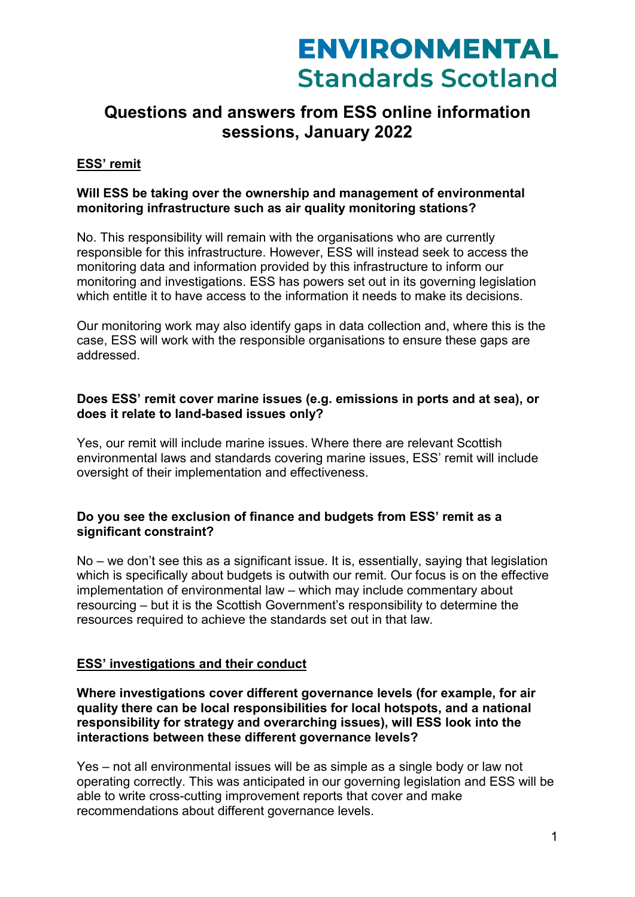ENVIRONMENTAL Standards Scotland

# Questions and answers from ESS online information sessions, January 2022

## ESS' remit

**Will ESS be taking over the ownership and management of environmental monitoring infrastructure such as air quality monitoring stations?**

No. This responsibility will remain with the organisations who are currently responsible for this infrastructure. However, ESS will instead seek to access the monitoring data and information provided by this infrastructure to inform our monitoring and investigations. ESS has powers set out in its governing legislation which entitle it to have access to the information it needs to make its decisions.

Our monitoring work may also identify gaps in data collection and, where this is the case, ESS will work with the responsible organisations to ensure these gaps are addressed.

**Does ESS' remit cover marine issues (e.g. emissions in ports and at sea), or does it relate to land-based issues only?**

Yes, our remit will include marine issues. Where there are relevant Scottish environmental laws and standards covering marine issues, ESS' remit will include oversight of their implementation and effectiveness.

**Do you see the exclusion of finance and budgets from ESS' remit as a significant constraint?**

No – we don't see this as a significant issue. It is, essentially, saying that legislation which is specifically about budgets is outwith our remit. Our focus is on the effective implementation of environmental law – which may include commentary about resourcing – but it is the Scottish Government's responsibility to determine the resources required to achieve the standards set out in that law.

## ESS' investigations and their conduct

**Where investigations cover different governance levels (for example, for air quality there can be local responsibilities for local hotspots, and a national responsibility for strategy and overarching issues), will ESS look into the interactions between these different governance levels?**

Yes – not all environmental issues will be as simple as a single body or law not operating correctly. This was anticipated in our governing legislation and ESS will be able to write cross-cutting improvement reports that cover and make recommendations about different governance levels.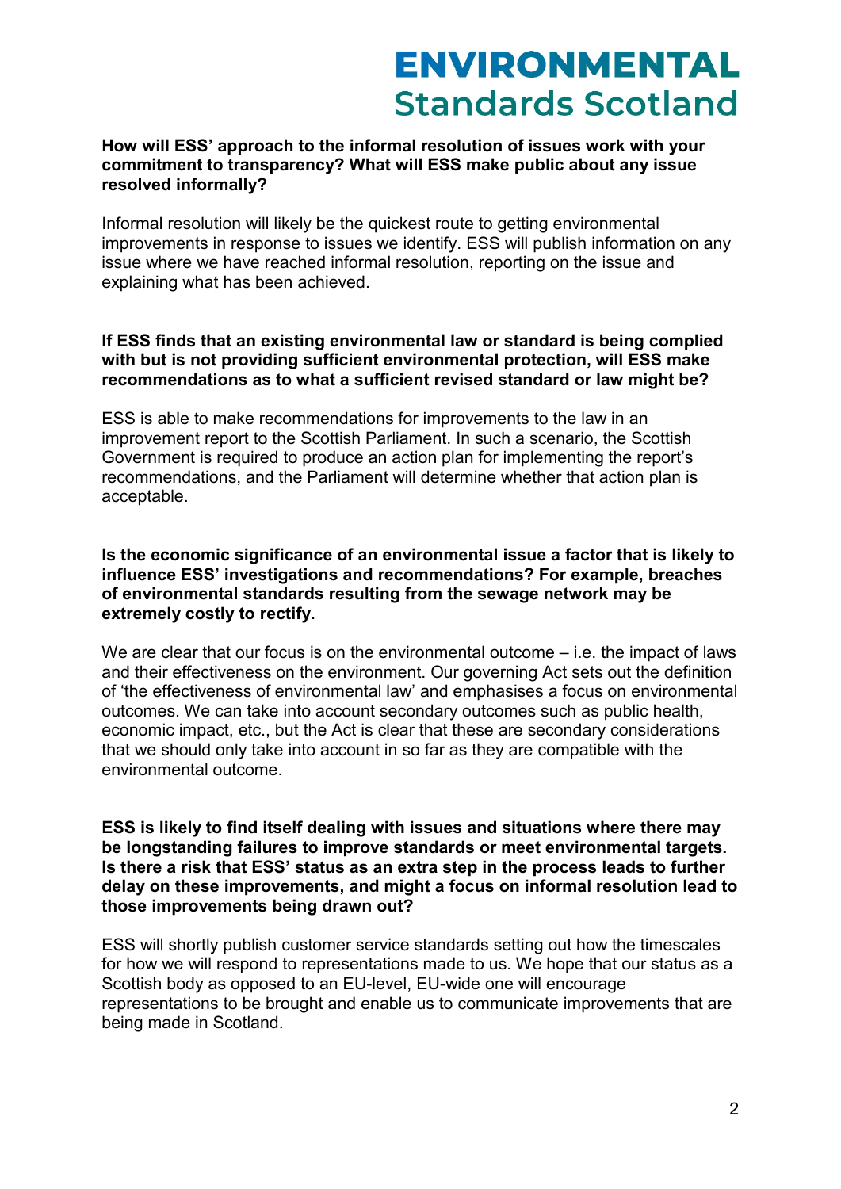**How will ESS' approach to the informal resolution of issues work with your commitment to transparency? What will ESS make public about any issue resolved informally?**

Informal resolution will likely be the quickest route to getting environmental improvements in response to issues we identify. ESS will publish information on any issue where we have reached informal resolution, reporting on the issue and explaining what has been achieved.

**If ESS finds that an existing environmental law or standard is being complied with but is not providing sufficient environmental protection, will ESS make recommendations as to what a sufficient revised standard or law might be?**

ESS is able to make recommendations for improvements to the law in an improvement report to the Scottish Parliament. In such a scenario, the Scottish Government is required to produce an action plan for implementing the report's recommendations, and the Parliament will determine whether that action plan is acceptable.

**Is the economic significance of an environmental issue a factor that is likely to influence ESS' investigations and recommendations? For example, breaches of environmental standards resulting from the sewage network may be extremely costly to rectify.**

We are clear that our focus is on the environmental outcome – i.e. the impact of laws and their effectiveness on the environment. Our governing Act sets out the definition of 'the effectiveness of environmental law' and emphasises a focus on environmental outcomes. We can take into account secondary outcomes such as public health, economic impact, etc., but the Act is clear that these are secondary considerations that we should only take into account in so far as they are compatible with the environmental outcome.

**ESS is likely to find itself dealing with issues and situations where there may be longstanding failures to improve standards or meet environmental targets. Is there a risk that ESS' status as an extra step in the process leads to further delay on these improvements, and might a focus on informal resolution lead to those improvements being drawn out?**

ESS will shortly publish customer service standards setting out how the timescales for how we will respond to representations made to us. We hope that our status as a Scottish body as opposed to an EU-level, EU-wide one will encourage representations to be brought and enable us to communicate improvements that are being made in Scotland.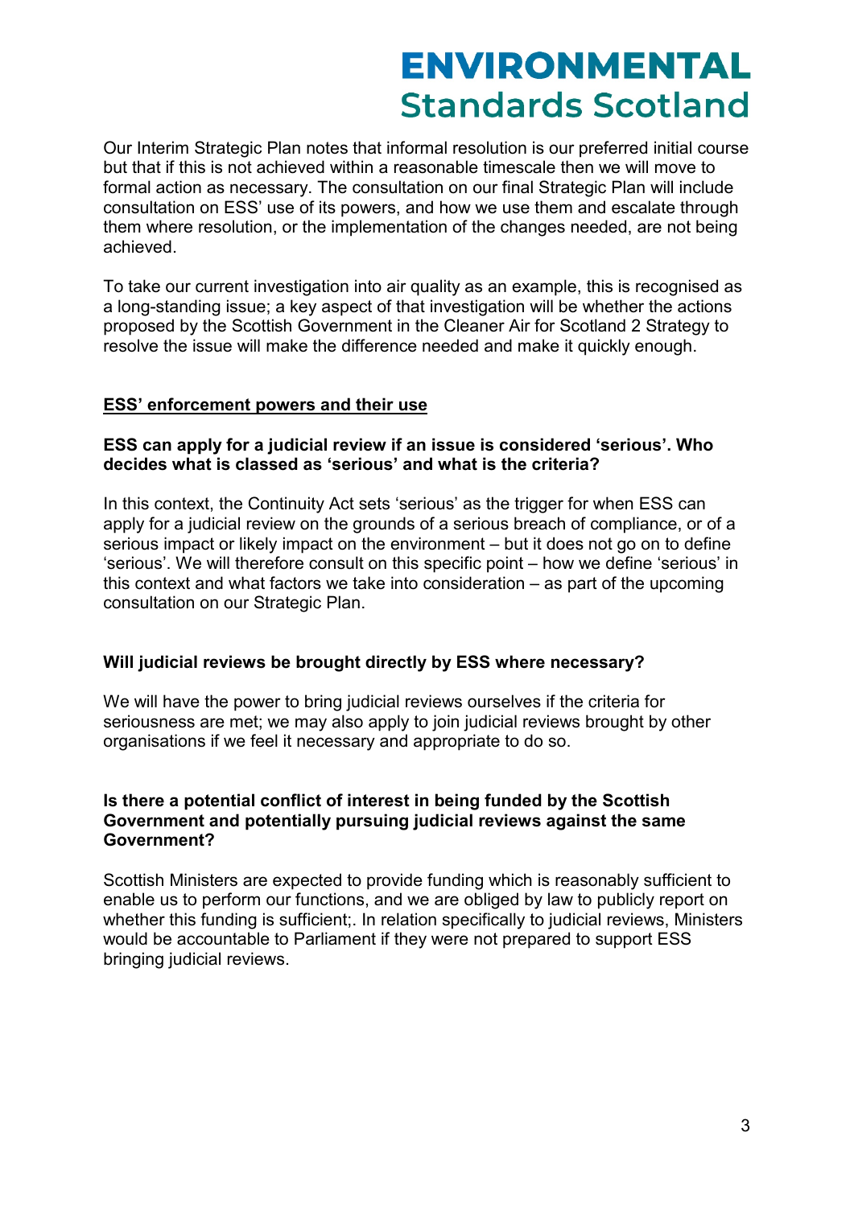Our Interim Strategic Plan notes that informal resolution is our preferred initial course but that if this is not achieved within a reasonable timescale then we will move to formal action as necessary. The consultation on our final Strategic Plan will include consultation on ESS' use of its powers, and how we use them and escalate through them where resolution, or the implementation of the changes needed, are not being achieved.

To take our current investigation into air quality as an example, this is recognised as a long-standing issue; a key aspect of that investigation will be whether the actions proposed by the Scottish Government in the Cleaner Air for Scotland 2 Strategy to resolve the issue will make the difference needed and make it quickly enough.

## ESS' enforcement powers and their use

### ESS can apply for a judicial review if an issue is considered 'serious'. Who decides what is classed as 'serious' and what is the criteria?

In this context, the Continuity Act sets 'serious' as the trigger for when ESS can apply for a judicial review on the grounds of a serious breach of compliance, or of a serious impact or likely impact on the environment – but it does not go on to define 'serious'. We will therefore consult on this specific point – how we define 'serious' in this context and what factors we take into consideration – as part of the upcoming consultation on our Strategic Plan.

### Will judicial reviews be brought directly by ESS where necessary?

We will have the power to bring judicial reviews ourselves if the criteria for seriousness are met; we may also apply to join judicial reviews brought by other organisations if we feel it necessary and appropriate to do so.

### Is there a potential conflict of interest in being funded by the Scottish Government and potentially pursuing judicial reviews against the same Government?

Scottish Ministers are expected to provide funding which is reasonably sufficient to enable us to perform our functions, and we are obliged by law to publicly report on whether this funding is sufficient;. In relation specifically to judicial reviews, Ministers would be accountable to Parliament if they were not prepared to support ESS bringing judicial reviews.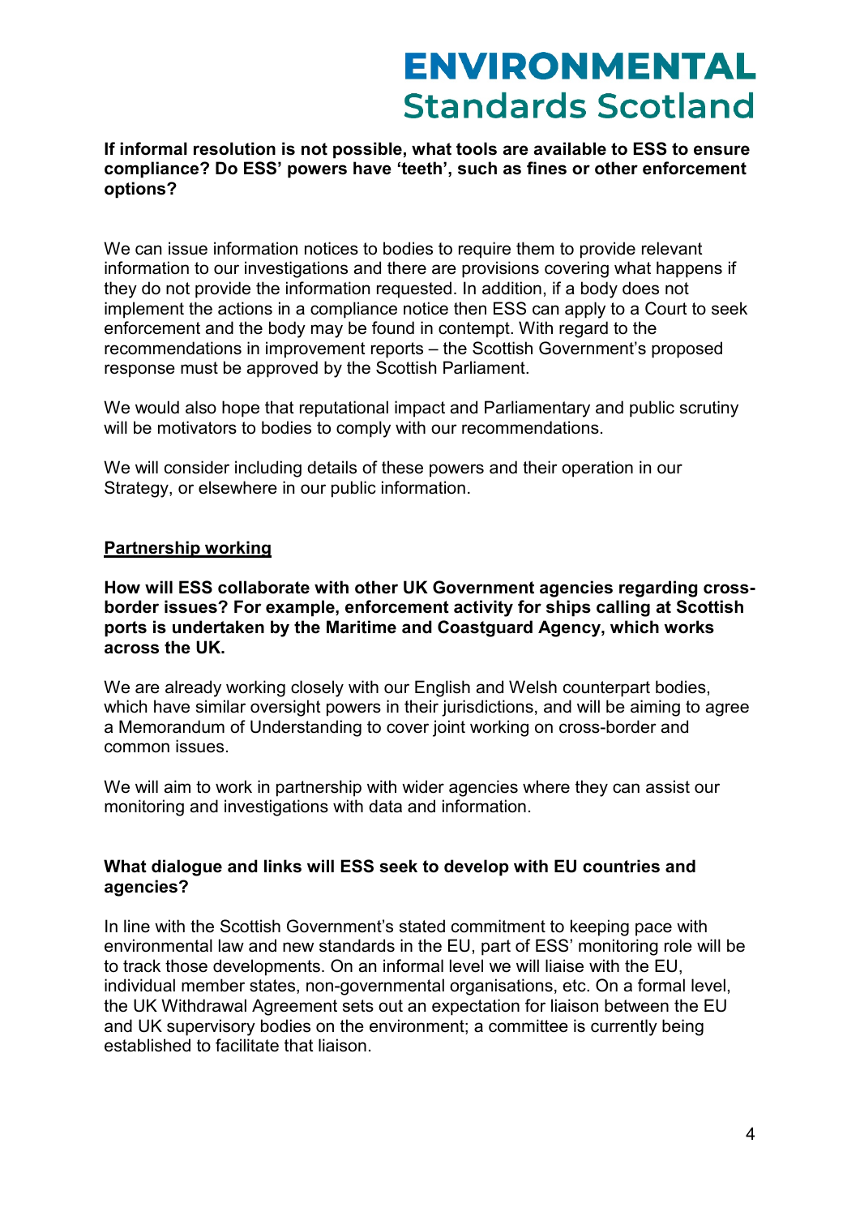**If informal resolution is not possible, what tools are available to ESS to ensure compliance? Do ESS' powers have 'teeth', such as fines or other enforcement options?**

We can issue information notices to bodies to require them to provide relevant information to our investigations and there are provisions covering what happens if they do not provide the information requested. In addition, if a body does not implement the actions in a compliance notice then ESS can apply to a Court to seek enforcement and the body may be found in contempt. With regard to the recommendations in improvement reports – the Scottish Government's proposed response must be approved by the Scottish Parliament.

We would also hope that reputational impact and Parliamentary and public scrutiny will be motivators to bodies to comply with our recommendations.

We will consider including details of these powers and their operation in our Strategy, or elsewhere in our public information.

## Partnership working

**How will ESS collaborate with other UK Government agencies regarding cross-border issues? For example, enforcement activity for ships calling at Scottish ports is undertaken by the Maritime and Coastguard Agency, which works across the UK.**

We are already working closely with our English and Welsh counterpart bodies, which have similar oversight powers in their jurisdictions, and will be aiming to agree a Memorandum of Understanding to cover joint working on cross-border and common issues.

We will aim to work in partnership with wider agencies where they can assist our monitoring and investigations with data and information.

**What dialogue and links will ESS seek to develop with EU countries and agencies?**

In line with the Scottish Government's stated commitment to keeping pace with environmental law and new standards in the EU, part of ESS' monitoring role will be to track those developments. On an informal level we will liaise with the EU, individual member states, non-governmental organisations, etc. On a formal level, the UK Withdrawal Agreement sets out an expectation for liaison between the EU and UK supervisory bodies on the environment; a committee is currently being established to facilitate that liaison.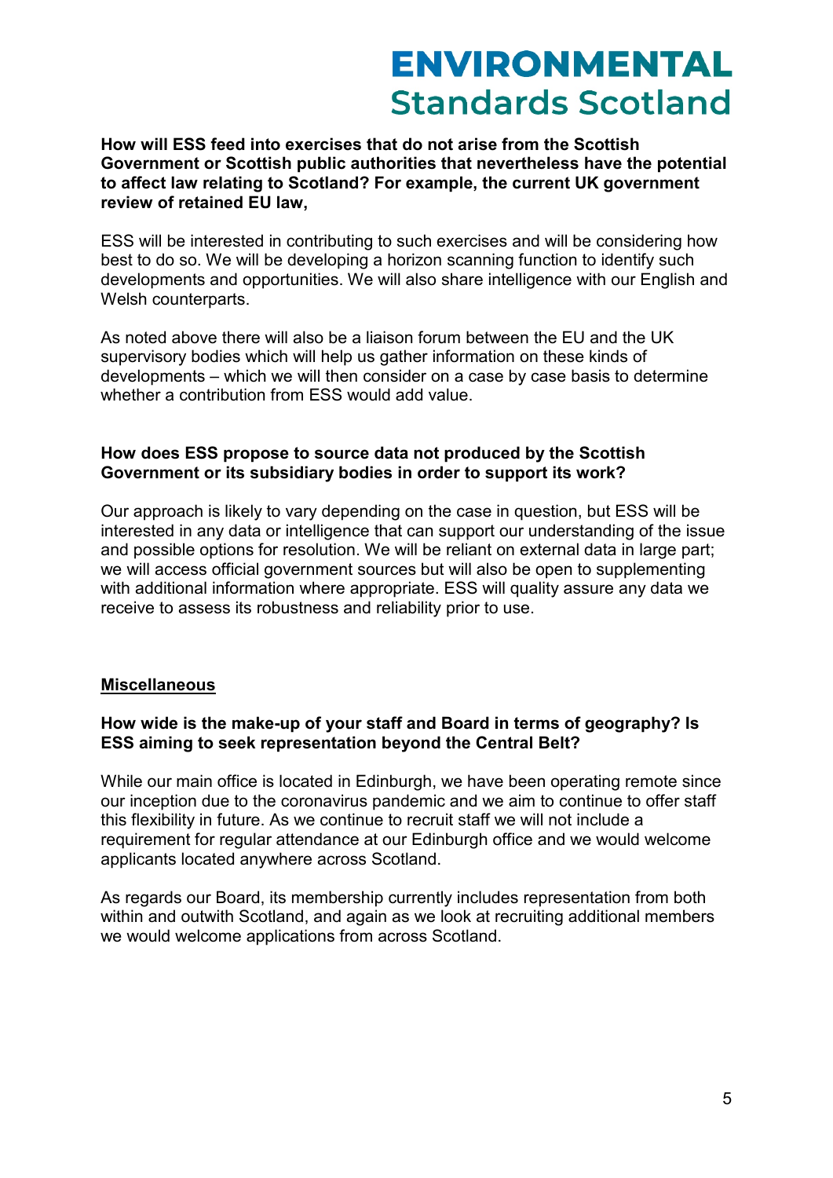**How will ESS feed into exercises that do not arise from the Scottish Government or Scottish public authorities that nevertheless have the potential to affect law relating to Scotland? For example, the current UK government review of retained EU law,**

ESS will be interested in contributing to such exercises and will be considering how best to do so. We will be developing a horizon scanning function to identify such developments and opportunities. We will also share intelligence with our English and Welsh counterparts.

As noted above there will also be a liaison forum between the EU and the UK supervisory bodies which will help us gather information on these kinds of developments – which we will then consider on a case by case basis to determine whether a contribution from ESS would add value.

**How does ESS propose to source data not produced by the Scottish Government or its subsidiary bodies in order to support its work?**

Our approach is likely to vary depending on the case in question, but ESS will be interested in any data or intelligence that can support our understanding of the issue and possible options for resolution. We will be reliant on external data in large part; we will access official government sources but will also be open to supplementing with additional information where appropriate. ESS will quality assure any data we receive to assess its robustness and reliability prior to use.

## Miscellaneous

**How wide is the make-up of your staff and Board in terms of geography? Is ESS aiming to seek representation beyond the Central Belt?**

While our main office is located in Edinburgh, we have been operating remote since our inception due to the coronavirus pandemic and we aim to continue to offer staff this flexibility in future. As we continue to recruit staff we will not include a requirement for regular attendance at our Edinburgh office and we would welcome applicants located anywhere across Scotland.

As regards our Board, its membership currently includes representation from both within and outwith Scotland, and again as we look at recruiting additional members we would welcome applications from across Scotland.